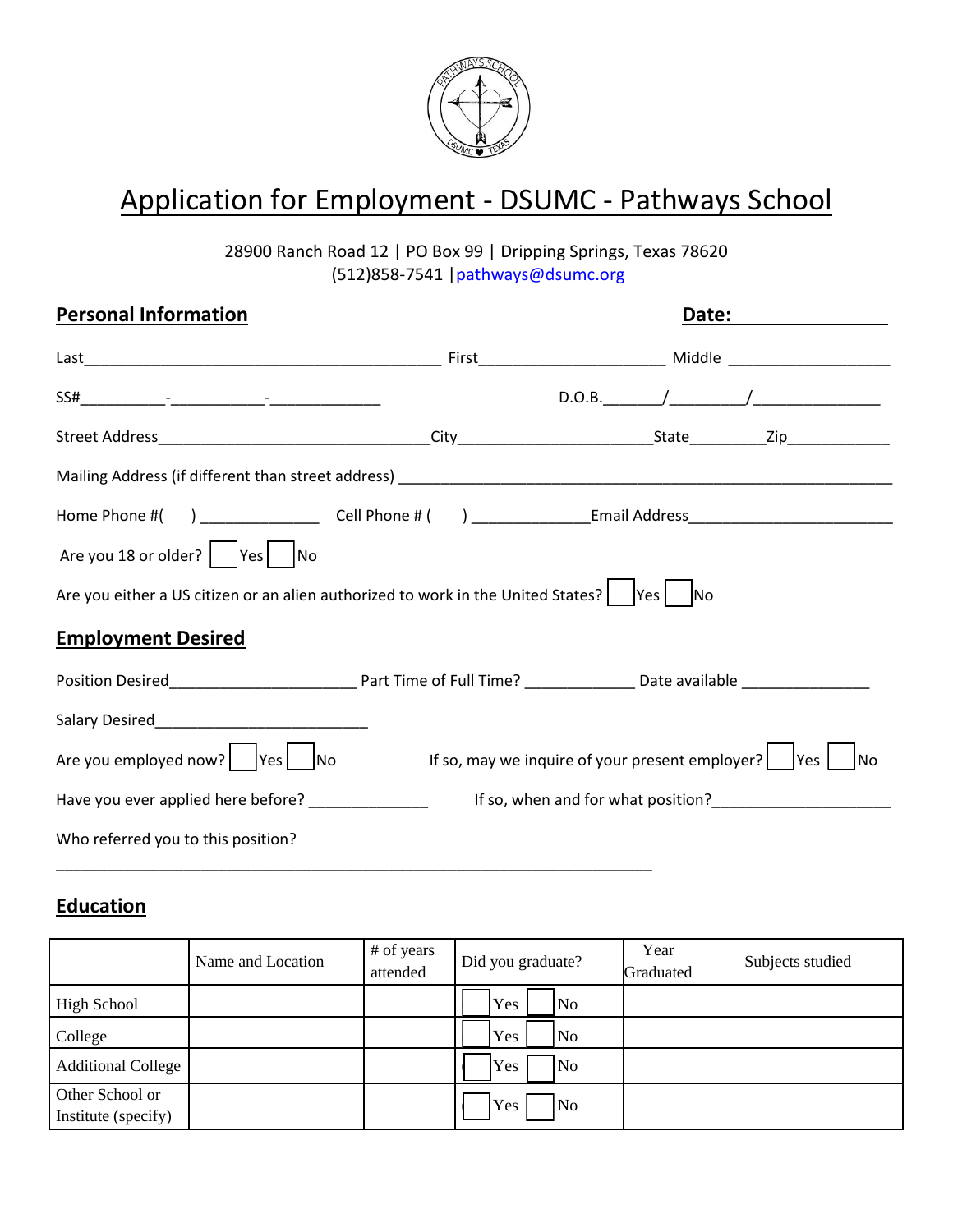# Application for Employment - DSUMC - Pathways School

28900 Ranch Road 12 | PO Box 99 | Dripping Springs, Texas 78620
(512)858-7541 | pathways@dsumc.org

## Personal Information

**Date:** _______________

Last_________________________________________ First_____________________ Middle ___________________

SS#__________-___________-_____________ D.O.B._______/_________/_______________

Street Address________________________________City______________________State_________Zip____________

Mailing Address (if different than street address) __________________________________________________________

Home Phone #( ) ______________ Cell Phone # ( ) _____________Email Address________________________

Are you 18 or older? ☐ Yes ☐ No

Are you either a US citizen or an alien authorized to work in the United States? ☐ Yes ☐ No

## Employment Desired

Position Desired_____________________ Part Time of Full Time? ____________ Date available _______________

Salary Desired_________________________

Are you employed now? ☐ Yes ☐ No If so, may we inquire of your present employer? ☐ Yes ☐ No

Have you ever applied here before? ______________ If so, when and for what position?_____________________

Who referred you to this position?

______________________________________________________________________

## Education

| | Name and Location | # of years attended | Did you graduate? | Year Graduated | Subjects studied |
|---|---|---|---|---|---|
| High School | | | ☐ Yes ☐ No | | |
| College | | | ☐ Yes ☐ No | | |
| Additional College | | | ☐ Yes ☐ No | | |
| Other School or Institute (specify) | | | ☐ Yes ☐ No | | |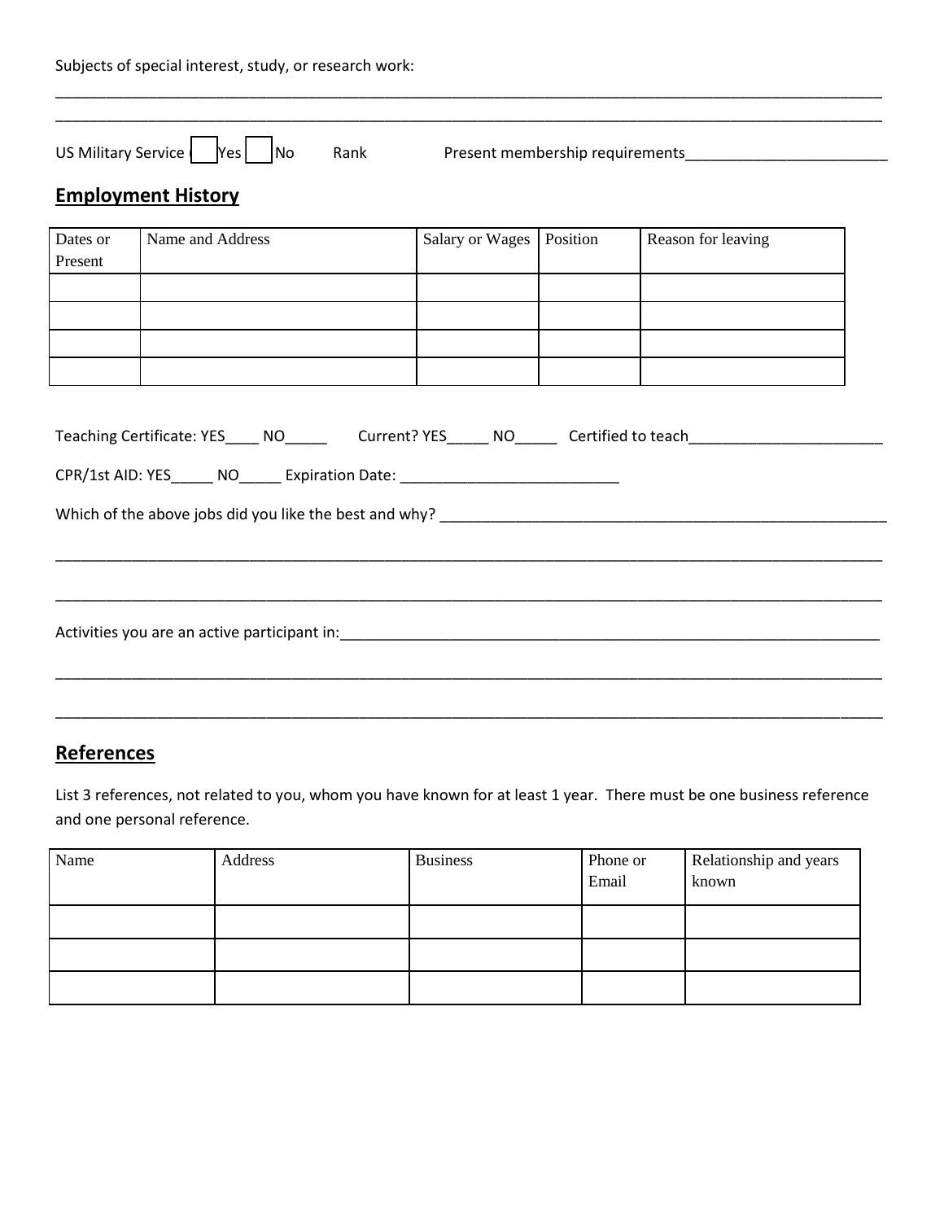Subjects of special interest, study, or research work:

\_\_\_\_\_\_\_\_\_\_\_\_\_\_\_\_\_\_\_\_\_\_\_\_\_\_\_\_\_\_\_\_\_\_\_\_\_\_\_\_\_\_\_\_\_\_\_\_\_\_\_\_\_\_\_\_\_\_\_\_\_\_\_\_\_\_\_\_\_\_\_\_\_\_\_\_\_\_\_\_\_\_\_\_\_\_\_\_

\_\_\_\_\_\_\_\_\_\_\_\_\_\_\_\_\_\_\_\_\_\_\_\_\_\_\_\_\_\_\_\_\_\_\_\_\_\_\_\_\_\_\_\_\_\_\_\_\_\_\_\_\_\_\_\_\_\_\_\_\_\_\_\_\_\_\_\_\_\_\_\_\_\_\_\_\_\_\_\_\_\_\_\_\_\_\_\_

US Military Service ☐ Yes ☐ No Rank Present membership requirements\_\_\_\_\_\_\_\_\_\_\_\_\_\_\_\_\_\_\_\_\_\_\_\_

## Employment History

| Dates or Present | Name and Address | Salary or Wages | Position | Reason for leaving |
|---|---|---|---|---|
| | | | | |
| | | | | |
| | | | | |
| | | | | |

Teaching Certificate: YES\_\_\_\_ NO\_\_\_\_\_ Current? YES\_\_\_\_\_ NO\_\_\_\_\_ Certified to teach\_\_\_\_\_\_\_\_\_\_\_\_\_\_\_\_\_\_\_\_\_\_\_

CPR/1st AID: YES\_\_\_\_\_ NO\_\_\_\_\_ Expiration Date: \_\_\_\_\_\_\_\_\_\_\_\_\_\_\_\_\_\_\_\_\_\_\_\_\_\_\_

Which of the above jobs did you like the best and why? \_\_\_\_\_\_\_\_\_\_\_\_\_\_\_\_\_\_\_\_\_\_\_\_\_\_\_\_\_\_\_\_\_\_\_\_\_\_\_\_\_\_\_\_\_\_\_\_\_\_\_\_\_\_

\_\_\_\_\_\_\_\_\_\_\_\_\_\_\_\_\_\_\_\_\_\_\_\_\_\_\_\_\_\_\_\_\_\_\_\_\_\_\_\_\_\_\_\_\_\_\_\_\_\_\_\_\_\_\_\_\_\_\_\_\_\_\_\_\_\_\_\_\_\_\_\_\_\_\_\_\_\_\_\_\_\_\_\_\_\_\_\_

\_\_\_\_\_\_\_\_\_\_\_\_\_\_\_\_\_\_\_\_\_\_\_\_\_\_\_\_\_\_\_\_\_\_\_\_\_\_\_\_\_\_\_\_\_\_\_\_\_\_\_\_\_\_\_\_\_\_\_\_\_\_\_\_\_\_\_\_\_\_\_\_\_\_\_\_\_\_\_\_\_\_\_\_\_\_\_\_

Activities you are an active participant in:\_\_\_\_\_\_\_\_\_\_\_\_\_\_\_\_\_\_\_\_\_\_\_\_\_\_\_\_\_\_\_\_\_\_\_\_\_\_\_\_\_\_\_\_\_\_\_\_\_\_\_\_\_\_\_\_\_\_\_\_\_\_\_\_\_\_

\_\_\_\_\_\_\_\_\_\_\_\_\_\_\_\_\_\_\_\_\_\_\_\_\_\_\_\_\_\_\_\_\_\_\_\_\_\_\_\_\_\_\_\_\_\_\_\_\_\_\_\_\_\_\_\_\_\_\_\_\_\_\_\_\_\_\_\_\_\_\_\_\_\_\_\_\_\_\_\_\_\_\_\_\_\_\_\_

\_\_\_\_\_\_\_\_\_\_\_\_\_\_\_\_\_\_\_\_\_\_\_\_\_\_\_\_\_\_\_\_\_\_\_\_\_\_\_\_\_\_\_\_\_\_\_\_\_\_\_\_\_\_\_\_\_\_\_\_\_\_\_\_\_\_\_\_\_\_\_\_\_\_\_\_\_\_\_\_\_\_\_\_\_\_\_\_

## References

List 3 references, not related to you, whom you have known for at least 1 year. There must be one business reference and one personal reference.

| Name | Address | Business | Phone or Email | Relationship and years known |
|---|---|---|---|---|
| | | | | |
| | | | | |
| | | | | |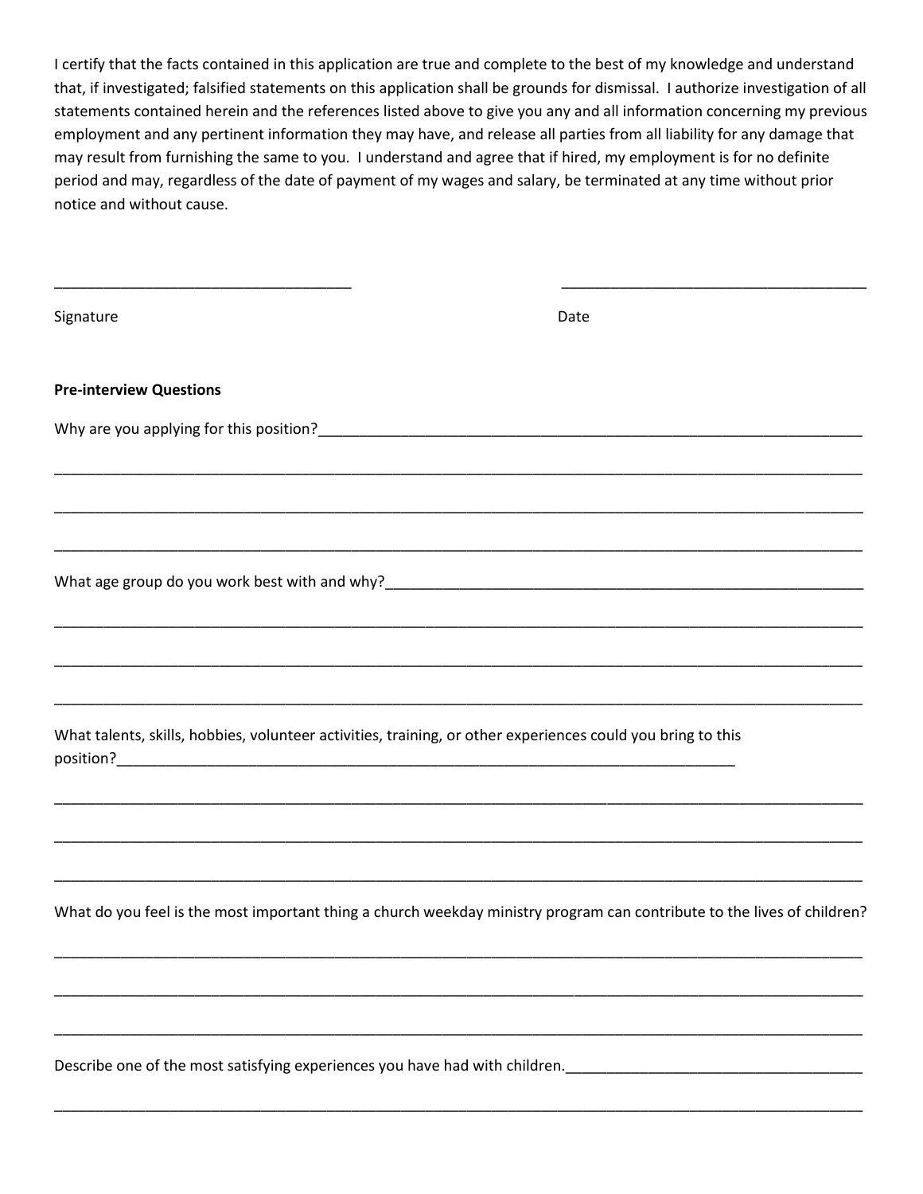I certify that the facts contained in this application are true and complete to the best of my knowledge and understand that, if investigated; falsified statements on this application shall be grounds for dismissal. I authorize investigation of all statements contained herein and the references listed above to give you any and all information concerning my previous employment and any pertinent information they may have, and release all parties from all liability for any damage that may result from furnishing the same to you. I understand and agree that if hired, my employment is for no definite period and may, regardless of the date of payment of my wages and salary, be terminated at any time without prior notice and without cause.

___________________________________ ___________________________________

Signature Date

**Pre-interview Questions**

Why are you applying for this position?_______________________________________________________________

_____________________________________________________________________________________________

_____________________________________________________________________________________________

_____________________________________________________________________________________________

What age group do you work best with and why?_________________________________________________________

_____________________________________________________________________________________________

_____________________________________________________________________________________________

_____________________________________________________________________________________________

What talents, skills, hobbies, volunteer activities, training, or other experiences could you bring to this position?_________________________________________________________________________

_____________________________________________________________________________________________

_____________________________________________________________________________________________

_____________________________________________________________________________________________

What do you feel is the most important thing a church weekday ministry program can contribute to the lives of children?

_____________________________________________________________________________________________

_____________________________________________________________________________________________

_____________________________________________________________________________________________

Describe one of the most satisfying experiences you have had with children.___________________________________

_____________________________________________________________________________________________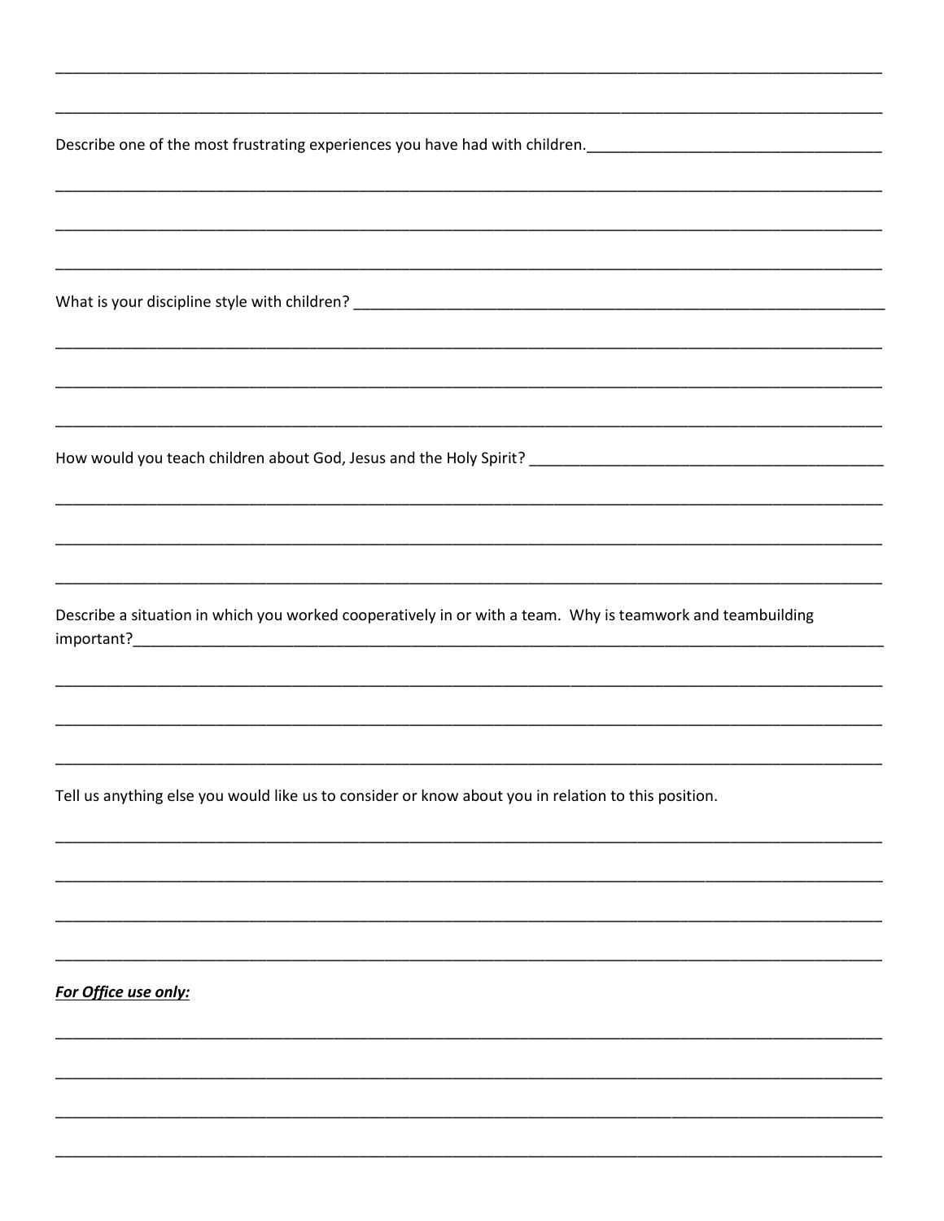Describe one of the most frustrating experiences you have had with children.

What is your discipline style with children?

How would you teach children about God, Jesus and the Holy Spirit?

Describe a situation in which you worked cooperatively in or with a team. Why is teamwork and teambuilding important?

Tell us anything else you would like us to consider or know about you in relation to this position.

***For Office use only:***